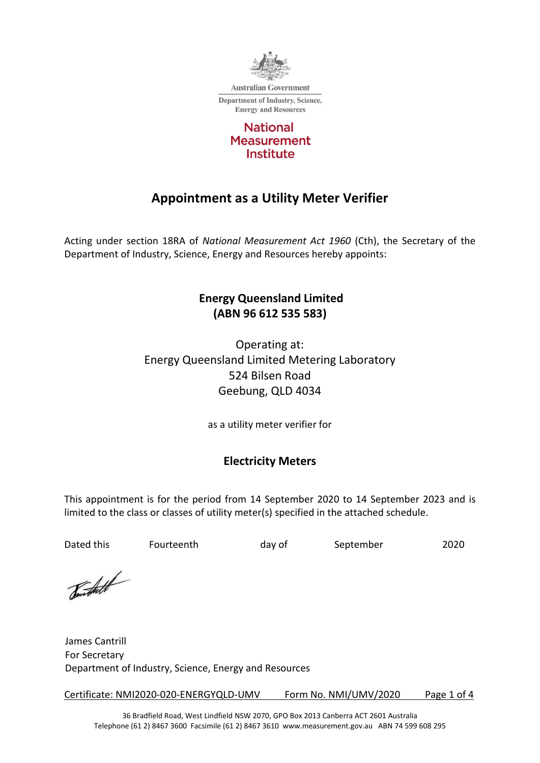Australian Government

Department of Industry, Science, Energy and Resources

National Measurement Institute

# Appointment as a Utility Meter Verifier

Acting under section 18RA of *National Measurement Act 1960* (Cth), the Secretary of the Department of Industry, Science, Energy and Resources hereby appoints:

**Energy Queensland Limited**
**(ABN 96 612 535 583)**

Operating at:
Energy Queensland Limited Metering Laboratory
524 Bilsen Road
Geebung, QLD 4034

as a utility meter verifier for

**Electricity Meters**

This appointment is for the period from 14 September 2020 to 14 September 2023 and is limited to the class or classes of utility meter(s) specified in the attached schedule.

Dated this Fourteenth day of September 2020

James Cantrill
For Secretary
Department of Industry, Science, Energy and Resources

Certificate: NMI2020-020-ENERGYQLD-UMV Form No. NMI/UMV/2020

36 Bradfield Road, West Lindfield NSW 2070, GPO Box 2013 Canberra ACT 2601 Australia
Telephone (61 2) 8467 3600 Facsimile (61 2) 8467 3610 www.measurement.gov.au ABN 74 599 608 295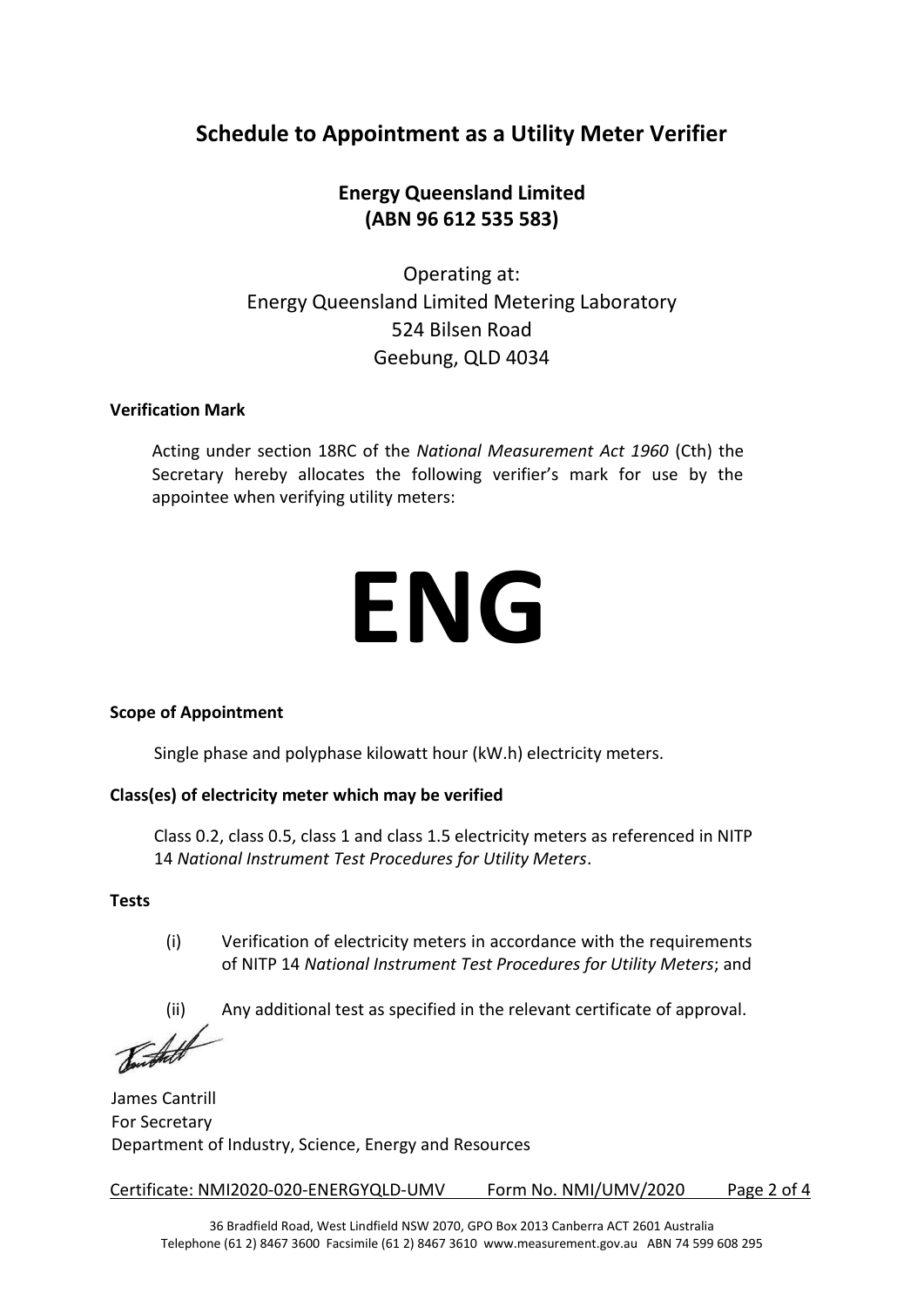# Schedule to Appointment as a Utility Meter Verifier

## Energy Queensland Limited
## (ABN 96 612 535 583)

Operating at:
Energy Queensland Limited Metering Laboratory
524 Bilsen Road
Geebung, QLD 4034

**Verification Mark**

Acting under section 18RC of the *National Measurement Act 1960* (Cth) the Secretary hereby allocates the following verifier's mark for use by the appointee when verifying utility meters:

# ENG

**Scope of Appointment**

Single phase and polyphase kilowatt hour (kW.h) electricity meters.

**Class(es) of electricity meter which may be verified**

Class 0.2, class 0.5, class 1 and class 1.5 electricity meters as referenced in NITP 14 *National Instrument Test Procedures for Utility Meters*.

**Tests**

(i) Verification of electricity meters in accordance with the requirements of NITP 14 *National Instrument Test Procedures for Utility Meters*; and

(ii) Any additional test as specified in the relevant certificate of approval.

James Cantrill
For Secretary
Department of Industry, Science, Energy and Resources

Certificate: NMI2020-020-ENERGYQLD-UMV Form No. NMI/UMV/2020

36 Bradfield Road, West Lindfield NSW 2070, GPO Box 2013 Canberra ACT 2601 Australia
Telephone (61 2) 8467 3600 Facsimile (61 2) 8467 3610 www.measurement.gov.au ABN 74 599 608 295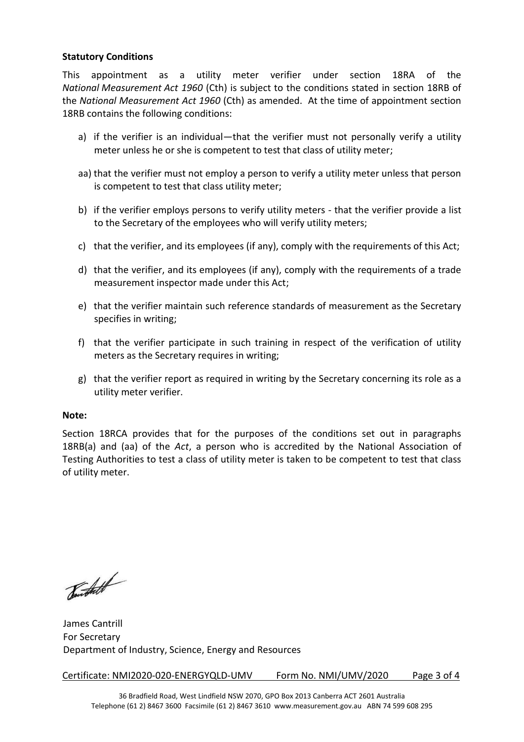**Statutory Conditions**

This appointment as a utility meter verifier under section 18RA of the *National Measurement Act 1960* (Cth) is subject to the conditions stated in section 18RB of the *National Measurement Act 1960* (Cth) as amended. At the time of appointment section 18RB contains the following conditions:

a) if the verifier is an individual—that the verifier must not personally verify a utility meter unless he or she is competent to test that class of utility meter;

aa) that the verifier must not employ a person to verify a utility meter unless that person is competent to test that class utility meter;

b) if the verifier employs persons to verify utility meters - that the verifier provide a list to the Secretary of the employees who will verify utility meters;

c) that the verifier, and its employees (if any), comply with the requirements of this Act;

d) that the verifier, and its employees (if any), comply with the requirements of a trade measurement inspector made under this Act;

e) that the verifier maintain such reference standards of measurement as the Secretary specifies in writing;

f) that the verifier participate in such training in respect of the verification of utility meters as the Secretary requires in writing;

g) that the verifier report as required in writing by the Secretary concerning its role as a utility meter verifier.

**Note:**

Section 18RCA provides that for the purposes of the conditions set out in paragraphs 18RB(a) and (aa) of the *Act*, a person who is accredited by the National Association of Testing Authorities to test a class of utility meter is taken to be competent to test that class of utility meter.

James Cantrill
For Secretary
Department of Industry, Science, Energy and Resources

Certificate: NMI2020-020-ENERGYQLD-UMV    Form No. NMI/UMV/2020

36 Bradfield Road, West Lindfield NSW 2070, GPO Box 2013 Canberra ACT 2601 Australia
Telephone (61 2) 8467 3600 Facsimile (61 2) 8467 3610 www.measurement.gov.au ABN 74 599 608 295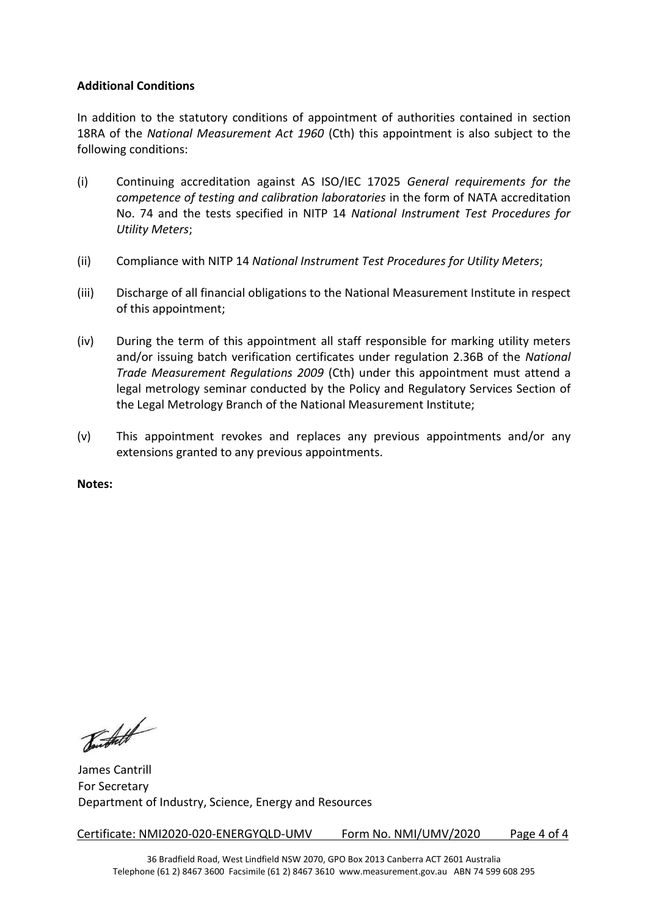**Additional Conditions**

In addition to the statutory conditions of appointment of authorities contained in section 18RA of the *National Measurement Act 1960* (Cth) this appointment is also subject to the following conditions:

(i) Continuing accreditation against AS ISO/IEC 17025 *General requirements for the competence of testing and calibration laboratories* in the form of NATA accreditation No. 74 and the tests specified in NITP 14 *National Instrument Test Procedures for Utility Meters*;

(ii) Compliance with NITP 14 *National Instrument Test Procedures for Utility Meters*;

(iii) Discharge of all financial obligations to the National Measurement Institute in respect of this appointment;

(iv) During the term of this appointment all staff responsible for marking utility meters and/or issuing batch verification certificates under regulation 2.36B of the *National Trade Measurement Regulations 2009* (Cth) under this appointment must attend a legal metrology seminar conducted by the Policy and Regulatory Services Section of the Legal Metrology Branch of the National Measurement Institute;

(v) This appointment revokes and replaces any previous appointments and/or any extensions granted to any previous appointments.

**Notes:**

James Cantrill
For Secretary
Department of Industry, Science, Energy and Resources

Certificate: NMI2020-020-ENERGYQLD-UMV Form No. NMI/UMV/2020

36 Bradfield Road, West Lindfield NSW 2070, GPO Box 2013 Canberra ACT 2601 Australia
Telephone (61 2) 8467 3600 Facsimile (61 2) 8467 3610 www.measurement.gov.au ABN 74 599 608 295